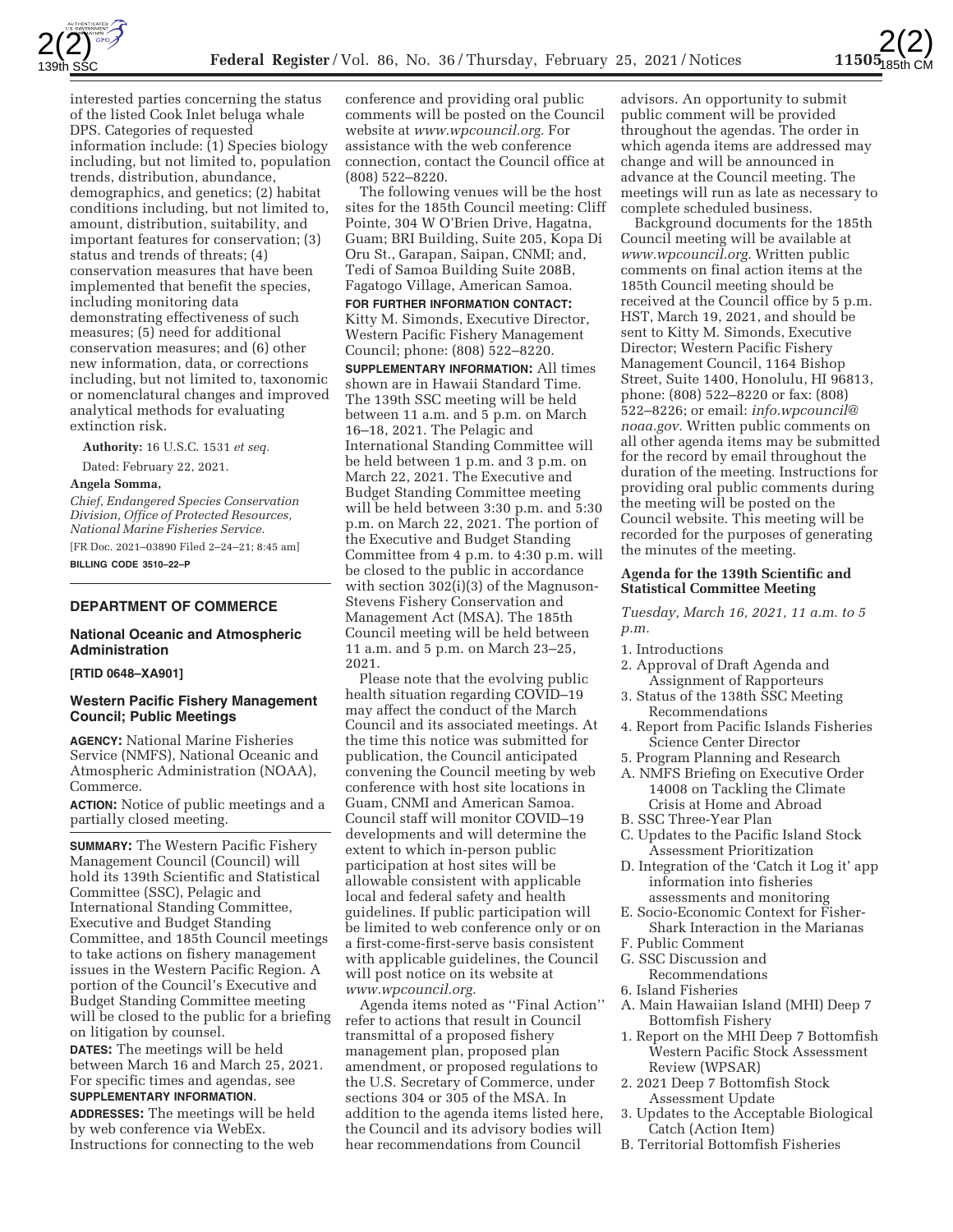interested parties concerning the status of the listed Cook Inlet beluga whale DPS. Categories of requested information include: (1) Species biology including, but not limited to, population trends, distribution, abundance, demographics, and genetics; (2) habitat conditions including, but not limited to, amount, distribution, suitability, and important features for conservation; (3) status and trends of threats; (4) conservation measures that have been implemented that benefit the species, including monitoring data demonstrating effectiveness of such measures; (5) need for additional conservation measures; and (6) other new information, data, or corrections including, but not limited to, taxonomic or nomenclatural changes and improved analytical methods for evaluating extinction risk.

**Authority:** 16 U.S.C. 1531 *et seq.*

Dated: February 22, 2021.

**Angela Somma,**

*Chief, Endangered Species Conservation Division, Office of Protected Resources, National Marine Fisheries Service.*

[FR Doc. 2021–03890 Filed 2–24–21; 8:45 am]

**BILLING CODE 3510–22–P**

## DEPARTMENT OF COMMERCE

### National Oceanic and Atmospheric Administration

**[RTID 0648–XA901]**

### Western Pacific Fishery Management Council; Public Meetings

**AGENCY:** National Marine Fisheries Service (NMFS), National Oceanic and Atmospheric Administration (NOAA), Commerce.

**ACTION:** Notice of public meetings and a partially closed meeting.

**SUMMARY:** The Western Pacific Fishery Management Council (Council) will hold its 139th Scientific and Statistical Committee (SSC), Pelagic and International Standing Committee, Executive and Budget Standing Committee, and 185th Council meetings to take actions on fishery management issues in the Western Pacific Region. A portion of the Council's Executive and Budget Standing Committee meeting will be closed to the public for a briefing on litigation by counsel.

**DATES:** The meetings will be held between March 16 and March 25, 2021. For specific times and agendas, see **SUPPLEMENTARY INFORMATION**.

**ADDRESSES:** The meetings will be held by web conference via WebEx. Instructions for connecting to the web conference and providing oral public comments will be posted on the Council website at *www.wpcouncil.org*. For assistance with the web conference connection, contact the Council office at (808) 522–8220.

The following venues will be the host sites for the 185th Council meeting: Cliff Pointe, 304 W O'Brien Drive, Hagatna, Guam; BRI Building, Suite 205, Kopa Di Oru St., Garapan, Saipan, CNMI; and, Tedi of Samoa Building Suite 208B, Fagatogo Village, American Samoa.

**FOR FURTHER INFORMATION CONTACT:** Kitty M. Simonds, Executive Director, Western Pacific Fishery Management Council; phone: (808) 522–8220.

**SUPPLEMENTARY INFORMATION:** All times shown are in Hawaii Standard Time. The 139th SSC meeting will be held between 11 a.m. and 5 p.m. on March 16–18, 2021. The Pelagic and International Standing Committee will be held between 1 p.m. and 3 p.m. on March 22, 2021. The Executive and Budget Standing Committee meeting will be held between 3:30 p.m. and 5:30 p.m. on March 22, 2021. The portion of the Executive and Budget Standing Committee from 4 p.m. to 4:30 p.m. will be closed to the public in accordance with section 302(i)(3) of the Magnuson-Stevens Fishery Conservation and Management Act (MSA). The 185th Council meeting will be held between 11 a.m. and 5 p.m. on March 23–25, 2021.

Please note that the evolving public health situation regarding COVID–19 may affect the conduct of the March Council and its associated meetings. At the time this notice was submitted for publication, the Council anticipated convening the Council meeting by web conference with host site locations in Guam, CNMI and American Samoa. Council staff will monitor COVID–19 developments and will determine the extent to which in-person public participation at host sites will be allowable consistent with applicable local and federal safety and health guidelines. If public participation will be limited to web conference only or on a first-come-first-serve basis consistent with applicable guidelines, the Council will post notice on its website at *www.wpcouncil.org*.

Agenda items noted as ''Final Action'' refer to actions that result in Council transmittal of a proposed fishery management plan, proposed plan amendment, or proposed regulations to the U.S. Secretary of Commerce, under sections 304 or 305 of the MSA. In addition to the agenda items listed here, the Council and its advisory bodies will hear recommendations from Council advisors. An opportunity to submit public comment will be provided throughout the agendas. The order in which agenda items are addressed may change and will be announced in advance at the Council meeting. The meetings will run as late as necessary to complete scheduled business.

Background documents for the 185th Council meeting will be available at *www.wpcouncil.org*. Written public comments on final action items at the 185th Council meeting should be received at the Council office by 5 p.m. HST, March 19, 2021, and should be sent to Kitty M. Simonds, Executive Director; Western Pacific Fishery Management Council, 1164 Bishop Street, Suite 1400, Honolulu, HI 96813, phone: (808) 522–8220 or fax: (808) 522–8226; or email: *info.wpcouncil@noaa.gov*. Written public comments on all other agenda items may be submitted for the record by email throughout the duration of the meeting. Instructions for providing oral public comments during the meeting will be posted on the Council website. This meeting will be recorded for the purposes of generating the minutes of the meeting.

#### Agenda for the 139th Scientific and Statistical Committee Meeting

*Tuesday, March 16, 2021, 11 a.m. to 5 p.m.*

1. Introductions
2. Approval of Draft Agenda and Assignment of Rapporteurs
3. Status of the 138th SSC Meeting Recommendations
4. Report from Pacific Islands Fisheries Science Center Director
5. Program Planning and Research
   - A. NMFS Briefing on Executive Order 14008 on Tackling the Climate Crisis at Home and Abroad
   - B. SSC Three-Year Plan
   - C. Updates to the Pacific Island Stock Assessment Prioritization
   - D. Integration of the 'Catch it Log it' app information into fisheries assessments and monitoring
   - E. Socio-Economic Context for Fisher-Shark Interaction in the Marianas
   - F. Public Comment
   - G. SSC Discussion and Recommendations
6. Island Fisheries
   - A. Main Hawaiian Island (MHI) Deep 7 Bottomfish Fishery
     1. Report on the MHI Deep 7 Bottomfish Western Pacific Stock Assessment Review (WPSAR)
     2. 2021 Deep 7 Bottomfish Stock Assessment Update
     3. Updates to the Acceptable Biological Catch (Action Item)
   - B. Territorial Bottomfish Fisheries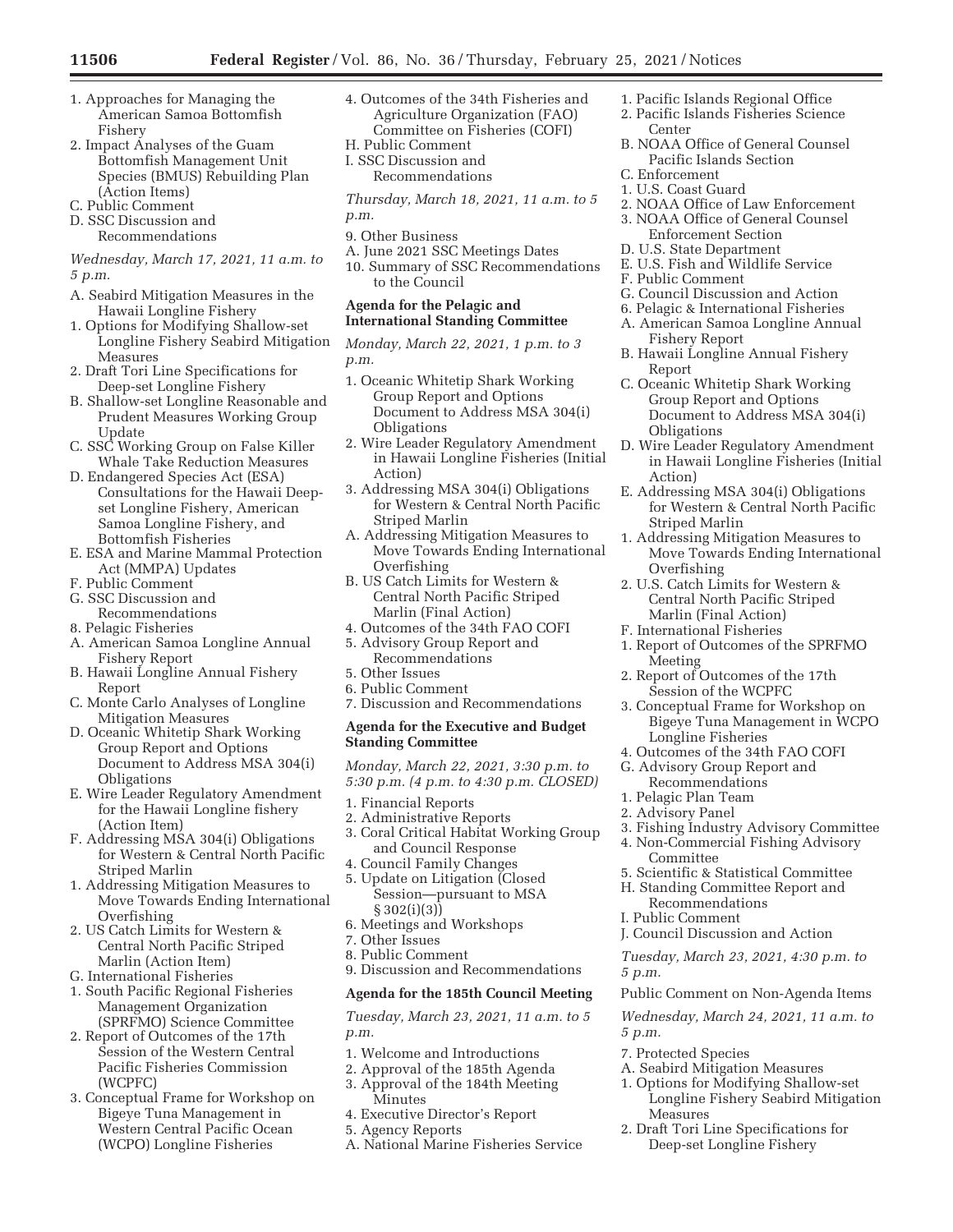1. Approaches for Managing the American Samoa Bottomfish Fishery
2. Impact Analyses of the Guam Bottomfish Management Unit Species (BMUS) Rebuilding Plan (Action Items)

C. Public Comment

D. SSC Discussion and Recommendations

*Wednesday, March 17, 2021, 11 a.m. to 5 p.m.*

A. Seabird Mitigation Measures in the Hawaii Longline Fishery

1. Options for Modifying Shallow-set Longline Fishery Seabird Mitigation Measures
2. Draft Tori Line Specifications for Deep-set Longline Fishery

B. Shallow-set Longline Reasonable and Prudent Measures Working Group Update

C. SSC Working Group on False Killer Whale Take Reduction Measures

D. Endangered Species Act (ESA) Consultations for the Hawaii Deep-set Longline Fishery, American Samoa Longline Fishery, and Bottomfish Fisheries

E. ESA and Marine Mammal Protection Act (MMPA) Updates

F. Public Comment

G. SSC Discussion and Recommendations

8. Pelagic Fisheries

A. American Samoa Longline Annual Fishery Report

B. Hawaii Longline Annual Fishery Report

C. Monte Carlo Analyses of Longline Mitigation Measures

D. Oceanic Whitetip Shark Working Group Report and Options Document to Address MSA 304(i) Obligations

E. Wire Leader Regulatory Amendment for the Hawaii Longline fishery (Action Item)

F. Addressing MSA 304(i) Obligations for Western & Central North Pacific Striped Marlin

1. Addressing Mitigation Measures to Move Towards Ending International Overfishing
2. US Catch Limits for Western & Central North Pacific Striped Marlin (Action Item)

G. International Fisheries

1. South Pacific Regional Fisheries Management Organization (SPRFMO) Science Committee
2. Report of Outcomes of the 17th Session of the Western Central Pacific Fisheries Commission (WCPFC)
3. Conceptual Frame for Workshop on Bigeye Tuna Management in Western Central Pacific Ocean (WCPO) Longline Fisheries
4. Outcomes of the 34th Fisheries and Agriculture Organization (FAO) Committee on Fisheries (COFI)

H. Public Comment

I. SSC Discussion and Recommendations

*Thursday, March 18, 2021, 11 a.m. to 5 p.m.*

9. Other Business

A. June 2021 SSC Meetings Dates

10. Summary of SSC Recommendations to the Council

**Agenda for the Pelagic and International Standing Committee**

*Monday, March 22, 2021, 1 p.m. to 3 p.m.*

1. Oceanic Whitetip Shark Working Group Report and Options Document to Address MSA 304(i) Obligations
2. Wire Leader Regulatory Amendment in Hawaii Longline Fisheries (Initial Action)
3. Addressing MSA 304(i) Obligations for Western & Central North Pacific Striped Marlin

A. Addressing Mitigation Measures to Move Towards Ending International Overfishing

B. US Catch Limits for Western & Central North Pacific Striped Marlin (Final Action)

4. Outcomes of the 34th FAO COFI
5. Advisory Group Report and Recommendations
5. Other Issues
6. Public Comment
7. Discussion and Recommendations

**Agenda for the Executive and Budget Standing Committee**

*Monday, March 22, 2021, 3:30 p.m. to 5:30 p.m. (4 p.m. to 4:30 p.m. CLOSED)*

1. Financial Reports
2. Administrative Reports
3. Coral Critical Habitat Working Group and Council Response
4. Council Family Changes
5. Update on Litigation (Closed Session—pursuant to MSA § 302(i)(3))
6. Meetings and Workshops
7. Other Issues
8. Public Comment
9. Discussion and Recommendations

**Agenda for the 185th Council Meeting**

*Tuesday, March 23, 2021, 11 a.m. to 5 p.m.*

1. Welcome and Introductions
2. Approval of the 185th Agenda
3. Approval of the 184th Meeting Minutes
4. Executive Director's Report
5. Agency Reports

A. National Marine Fisheries Service

1. Pacific Islands Regional Office
2. Pacific Islands Fisheries Science Center

B. NOAA Office of General Counsel Pacific Islands Section

C. Enforcement

1. U.S. Coast Guard
2. NOAA Office of Law Enforcement
3. NOAA Office of General Counsel Enforcement Section

D. U.S. State Department

E. U.S. Fish and Wildlife Service

F. Public Comment

G. Council Discussion and Action

6. Pelagic & International Fisheries

A. American Samoa Longline Annual Fishery Report

B. Hawaii Longline Annual Fishery Report

C. Oceanic Whitetip Shark Working Group Report and Options Document to Address MSA 304(i) Obligations

D. Wire Leader Regulatory Amendment in Hawaii Longline Fisheries (Initial Action)

E. Addressing MSA 304(i) Obligations for Western & Central North Pacific Striped Marlin

1. Addressing Mitigation Measures to Move Towards Ending International Overfishing
2. U.S. Catch Limits for Western & Central North Pacific Striped Marlin (Final Action)

F. International Fisheries

1. Report of Outcomes of the SPRFMO Meeting
2. Report of Outcomes of the 17th Session of the WCPFC
3. Conceptual Frame for Workshop on Bigeye Tuna Management in WCPO Longline Fisheries
4. Outcomes of the 34th FAO COFI

G. Advisory Group Report and Recommendations

1. Pelagic Plan Team
2. Advisory Panel
3. Fishing Industry Advisory Committee
4. Non-Commercial Fishing Advisory Committee
5. Scientific & Statistical Committee

H. Standing Committee Report and Recommendations

I. Public Comment

J. Council Discussion and Action

*Tuesday, March 23, 2021, 4:30 p.m. to 5 p.m.*

Public Comment on Non-Agenda Items

*Wednesday, March 24, 2021, 11 a.m. to 5 p.m.*

7. Protected Species

A. Seabird Mitigation Measures

1. Options for Modifying Shallow-set Longline Fishery Seabird Mitigation Measures
2. Draft Tori Line Specifications for Deep-set Longline Fishery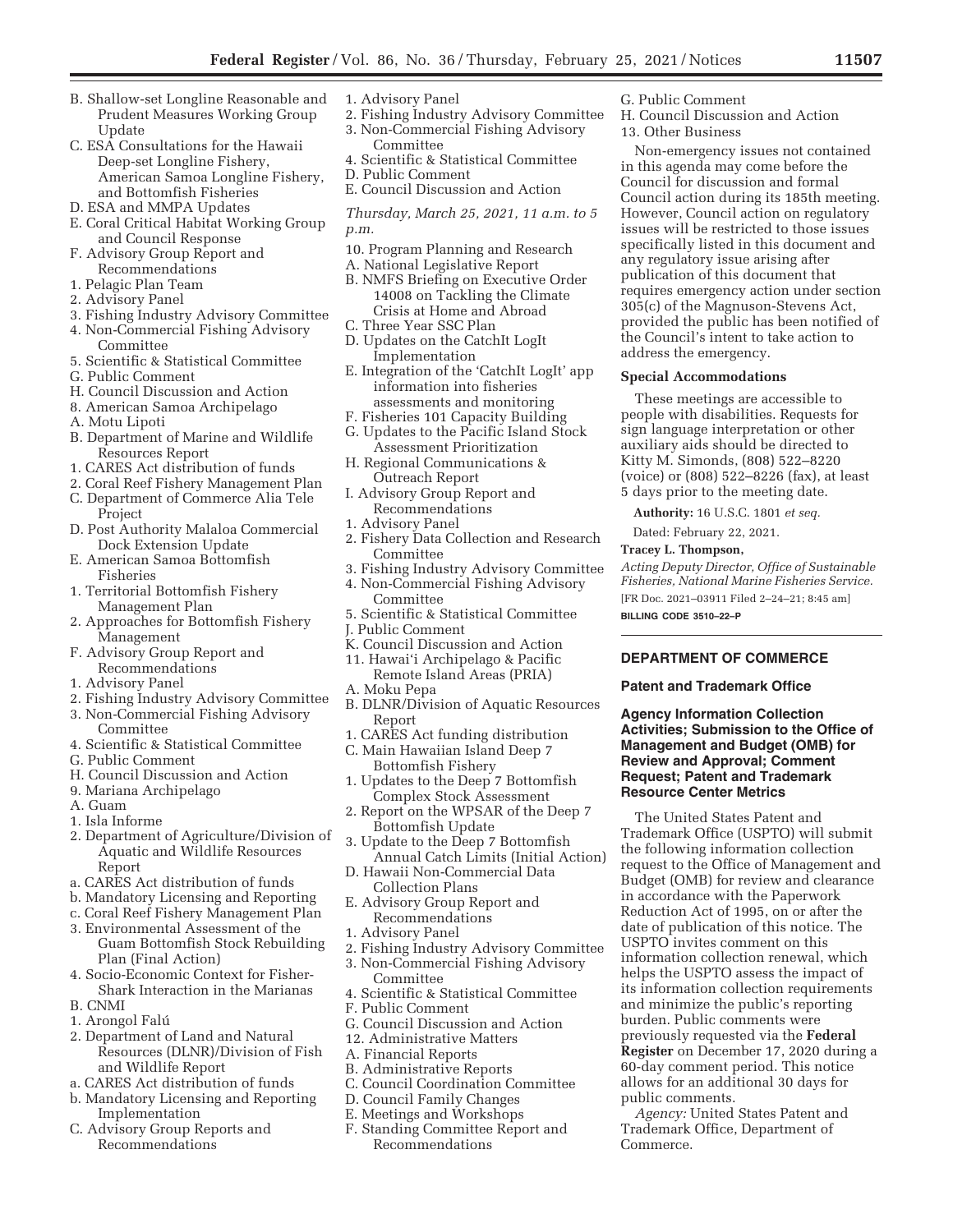B. Shallow-set Longline Reasonable and Prudent Measures Working Group Update

C. ESA Consultations for the Hawaii Deep-set Longline Fishery, American Samoa Longline Fishery, and Bottomfish Fisheries

D. ESA and MMPA Updates

E. Coral Critical Habitat Working Group and Council Response

F. Advisory Group Report and Recommendations

1. Pelagic Plan Team
2. Advisory Panel
3. Fishing Industry Advisory Committee
4. Non-Commercial Fishing Advisory Committee
5. Scientific & Statistical Committee

G. Public Comment

H. Council Discussion and Action

8. American Samoa Archipelago

A. Motu Lipoti

B. Department of Marine and Wildlife Resources Report

1. CARES Act distribution of funds
2. Coral Reef Fishery Management Plan

C. Department of Commerce Alia Tele Project

D. Post Authority Malaloa Commercial Dock Extension Update

E. American Samoa Bottomfish Fisheries

1. Territorial Bottomfish Fishery Management Plan
2. Approaches for Bottomfish Fishery Management

F. Advisory Group Report and Recommendations

1. Advisory Panel
2. Fishing Industry Advisory Committee
3. Non-Commercial Fishing Advisory Committee
4. Scientific & Statistical Committee

G. Public Comment

H. Council Discussion and Action

9. Mariana Archipelago

A. Guam

1. Isla Informe
2. Department of Agriculture/Division of Aquatic and Wildlife Resources Report

a. CARES Act distribution of funds

b. Mandatory Licensing and Reporting

c. Coral Reef Fishery Management Plan

3. Environmental Assessment of the Guam Bottomfish Stock Rebuilding Plan (Final Action)
4. Socio-Economic Context for Fisher-Shark Interaction in the Marianas

B. CNMI

1. Arongol Falú
2. Department of Land and Natural Resources (DLNR)/Division of Fish and Wildlife Report

a. CARES Act distribution of funds

b. Mandatory Licensing and Reporting Implementation

C. Advisory Group Reports and Recommendations

1. Advisory Panel
2. Fishing Industry Advisory Committee
3. Non-Commercial Fishing Advisory Committee
4. Scientific & Statistical Committee

D. Public Comment

E. Council Discussion and Action

*Thursday, March 25, 2021, 11 a.m. to 5 p.m.*

10. Program Planning and Research

A. National Legislative Report

B. NMFS Briefing on Executive Order 14008 on Tackling the Climate Crisis at Home and Abroad

C. Three Year SSC Plan

D. Updates on the CatchIt LogIt Implementation

E. Integration of the 'CatchIt LogIt' app information into fisheries assessments and monitoring

F. Fisheries 101 Capacity Building

G. Updates to the Pacific Island Stock Assessment Prioritization

H. Regional Communications & Outreach Report

I. Advisory Group Report and Recommendations

1. Advisory Panel
2. Fishery Data Collection and Research Committee
3. Fishing Industry Advisory Committee
4. Non-Commercial Fishing Advisory Committee
5. Scientific & Statistical Committee

J. Public Comment

K. Council Discussion and Action

11. Hawai'i Archipelago & Pacific Remote Island Areas (PRIA)

A. Moku Pepa

B. DLNR/Division of Aquatic Resources Report

1. CARES Act funding distribution

C. Main Hawaiian Island Deep 7 Bottomfish Fishery

1. Updates to the Deep 7 Bottomfish Complex Stock Assessment
2. Report on the WPSAR of the Deep 7 Bottomfish Update
3. Update to the Deep 7 Bottomfish Annual Catch Limits (Initial Action)

D. Hawaii Non-Commercial Data Collection Plans

E. Advisory Group Report and Recommendations

1. Advisory Panel
2. Fishing Industry Advisory Committee
3. Non-Commercial Fishing Advisory Committee
4. Scientific & Statistical Committee

F. Public Comment

G. Council Discussion and Action

12. Administrative Matters

A. Financial Reports

B. Administrative Reports

C. Council Coordination Committee

D. Council Family Changes

E. Meetings and Workshops

F. Standing Committee Report and Recommendations

G. Public Comment

H. Council Discussion and Action

13. Other Business

Non-emergency issues not contained in this agenda may come before the Council for discussion and formal Council action during its 185th meeting. However, Council action on regulatory issues will be restricted to those issues specifically listed in this document and any regulatory issue arising after publication of this document that requires emergency action under section 305(c) of the Magnuson-Stevens Act, provided the public has been notified of the Council's intent to take action to address the emergency.

### Special Accommodations

These meetings are accessible to people with disabilities. Requests for sign language interpretation or other auxiliary aids should be directed to Kitty M. Simonds, (808) 522–8220 (voice) or (808) 522–8226 (fax), at least 5 days prior to the meeting date.

**Authority:** 16 U.S.C. 1801 *et seq.*

Dated: February 22, 2021.

**Tracey L. Thompson,**

*Acting Deputy Director, Office of Sustainable Fisheries, National Marine Fisheries Service.*

[FR Doc. 2021–03911 Filed 2–24–21; 8:45 am]

**BILLING CODE 3510–22–P**

## DEPARTMENT OF COMMERCE

### Patent and Trademark Office

### Agency Information Collection Activities; Submission to the Office of Management and Budget (OMB) for Review and Approval; Comment Request; Patent and Trademark Resource Center Metrics

The United States Patent and Trademark Office (USPTO) will submit the following information collection request to the Office of Management and Budget (OMB) for review and clearance in accordance with the Paperwork Reduction Act of 1995, on or after the date of publication of this notice. The USPTO invites comment on this information collection renewal, which helps the USPTO assess the impact of its information collection requirements and minimize the public's reporting burden. Public comments were previously requested via the **Federal Register** on December 17, 2020 during a 60-day comment period. This notice allows for an additional 30 days for public comments.

*Agency:* United States Patent and Trademark Office, Department of Commerce.